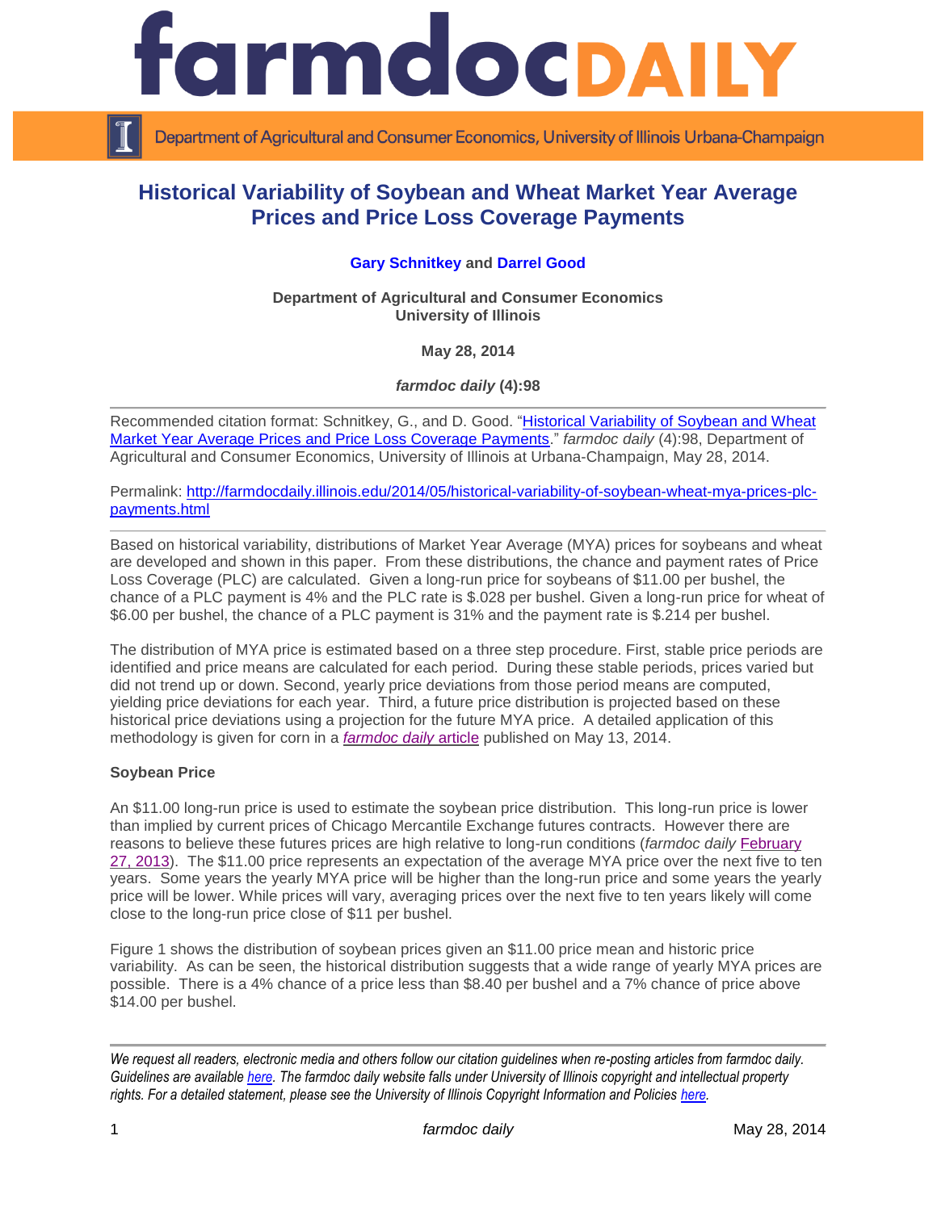# Historical Variability of Soybean and Wheat Market Year Average Prices and Price Loss Coverage Payments

**Gary Schnitkey** and **Darrel Good**

**Department of Agricultural and Consumer Economics**
**University of Illinois**

**May 28, 2014**

***farmdoc daily* (4):98**

---

Recommended citation format: Schnitkey, G., and D. Good. "Historical Variability of Soybean and Wheat Market Year Average Prices and Price Loss Coverage Payments." *farmdoc daily* (4):98, Department of Agricultural and Consumer Economics, University of Illinois at Urbana-Champaign, May 28, 2014.

Permalink: http://farmdocdaily.illinois.edu/2014/05/historical-variability-of-soybean-wheat-mya-prices-plc-payments.html

---

Based on historical variability, distributions of Market Year Average (MYA) prices for soybeans and wheat are developed and shown in this paper. From these distributions, the chance and payment rates of Price Loss Coverage (PLC) are calculated. Given a long-run price for soybeans of $11.00 per bushel, the chance of a PLC payment is 4% and the PLC rate is $.028 per bushel. Given a long-run price for wheat of $6.00 per bushel, the chance of a PLC payment is 31% and the payment rate is $.214 per bushel.

The distribution of MYA price is estimated based on a three step procedure. First, stable price periods are identified and price means are calculated for each period. During these stable periods, prices varied but did not trend up or down. Second, yearly price deviations from those period means are computed, yielding price deviations for each year. Third, a future price distribution is projected based on these historical price deviations using a projection for the future MYA price. A detailed application of this methodology is given for corn in a *farmdoc daily* article published on May 13, 2014.

**Soybean Price**

An $11.00 long-run price is used to estimate the soybean price distribution. This long-run price is lower than implied by current prices of Chicago Mercantile Exchange futures contracts. However there are reasons to believe these futures prices are high relative to long-run conditions (*farmdoc daily* February 27, 2013). The $11.00 price represents an expectation of the average MYA price over the next five to ten years. Some years the yearly MYA price will be higher than the long-run price and some years the yearly price will be lower. While prices will vary, averaging prices over the next five to ten years likely will come close to the long-run price close of $11 per bushel.

Figure 1 shows the distribution of soybean prices given an $11.00 price mean and historic price variability. As can be seen, the historical distribution suggests that a wide range of yearly MYA prices are possible. There is a 4% chance of a price less than $8.40 per bushel and a 7% chance of price above $14.00 per bushel.

---

*We request all readers, electronic media and others follow our citation guidelines when re-posting articles from farmdoc daily. Guidelines are available here. The farmdoc daily website falls under University of Illinois copyright and intellectual property rights. For a detailed statement, please see the University of Illinois Copyright Information and Policies here.*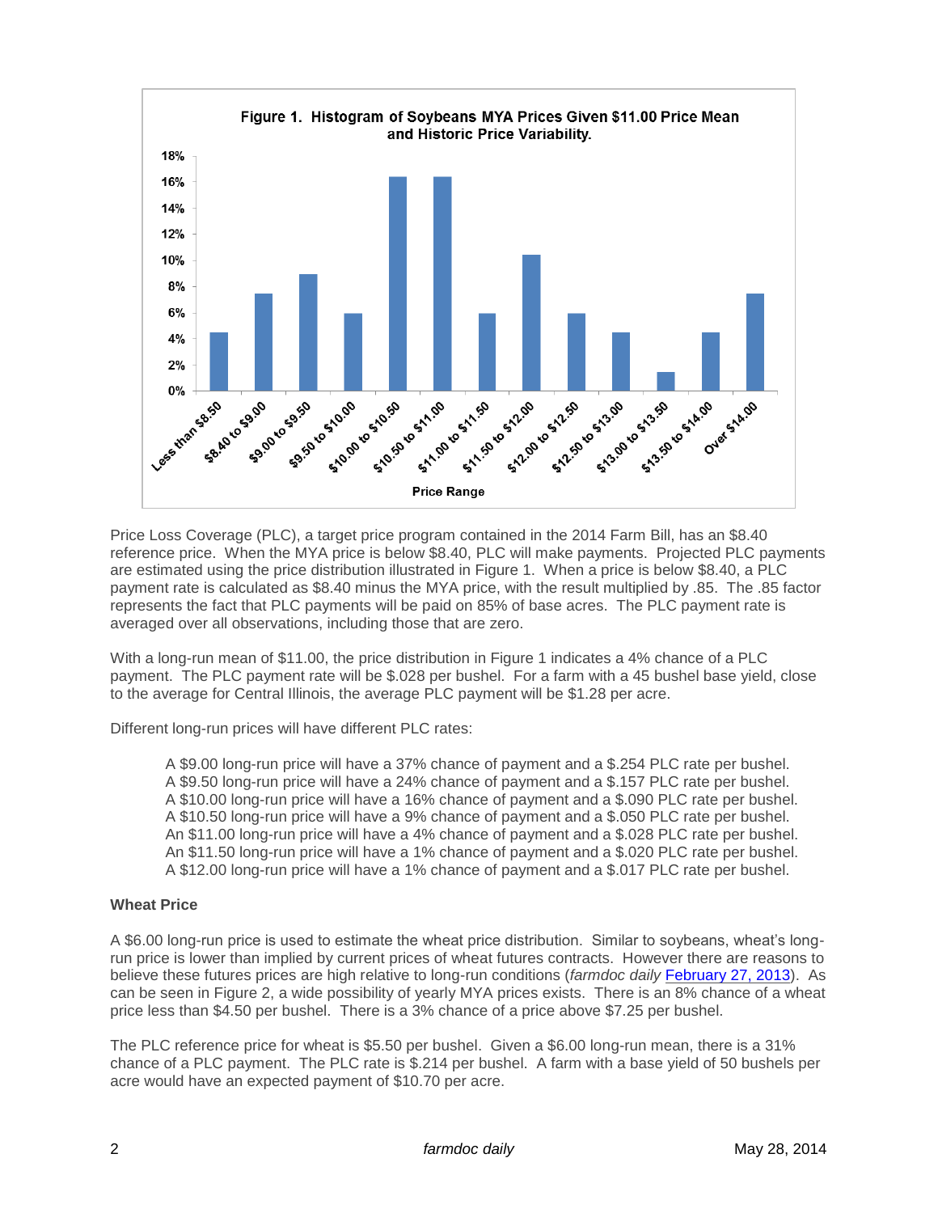**Figure 1. Histogram of Soybeans MYA Prices Given $11.00 Price Mean and Historic Price Variability.**

Price Loss Coverage (PLC), a target price program contained in the 2014 Farm Bill, has an $8.40 reference price. When the MYA price is below $8.40, PLC will make payments. Projected PLC payments are estimated using the price distribution illustrated in Figure 1. When a price is below $8.40, a PLC payment rate is calculated as $8.40 minus the MYA price, with the result multiplied by .85. The .85 factor represents the fact that PLC payments will be paid on 85% of base acres. The PLC payment rate is averaged over all observations, including those that are zero.

With a long-run mean of $11.00, the price distribution in Figure 1 indicates a 4% chance of a PLC payment. The PLC payment rate will be $.028 per bushel. For a farm with a 45 bushel base yield, close to the average for Central Illinois, the average PLC payment will be $1.28 per acre.

Different long-run prices will have different PLC rates:

> A $9.00 long-run price will have a 37% chance of payment and a $.254 PLC rate per bushel.
> A $9.50 long-run price will have a 24% chance of payment and a $.157 PLC rate per bushel.
> A $10.00 long-run price will have a 16% chance of payment and a $.090 PLC rate per bushel.
> A $10.50 long-run price will have a 9% chance of payment and a $.050 PLC rate per bushel.
> An $11.00 long-run price will have a 4% chance of payment and a $.028 PLC rate per bushel.
> An $11.50 long-run price will have a 1% chance of payment and a $.020 PLC rate per bushel.
> A $12.00 long-run price will have a 1% chance of payment and a $.017 PLC rate per bushel.

**Wheat Price**

A $6.00 long-run price is used to estimate the wheat price distribution. Similar to soybeans, wheat's long-run price is lower than implied by current prices of wheat futures contracts. However there are reasons to believe these futures prices are high relative to long-run conditions (*farmdoc daily* February 27, 2013). As can be seen in Figure 2, a wide possibility of yearly MYA prices exists. There is an 8% chance of a wheat price less than $4.50 per bushel. There is a 3% chance of a price above $7.25 per bushel.

The PLC reference price for wheat is $5.50 per bushel. Given a $6.00 long-run mean, there is a 31% chance of a PLC payment. The PLC rate is $.214 per bushel. A farm with a base yield of 50 bushels per acre would have an expected payment of $10.70 per acre.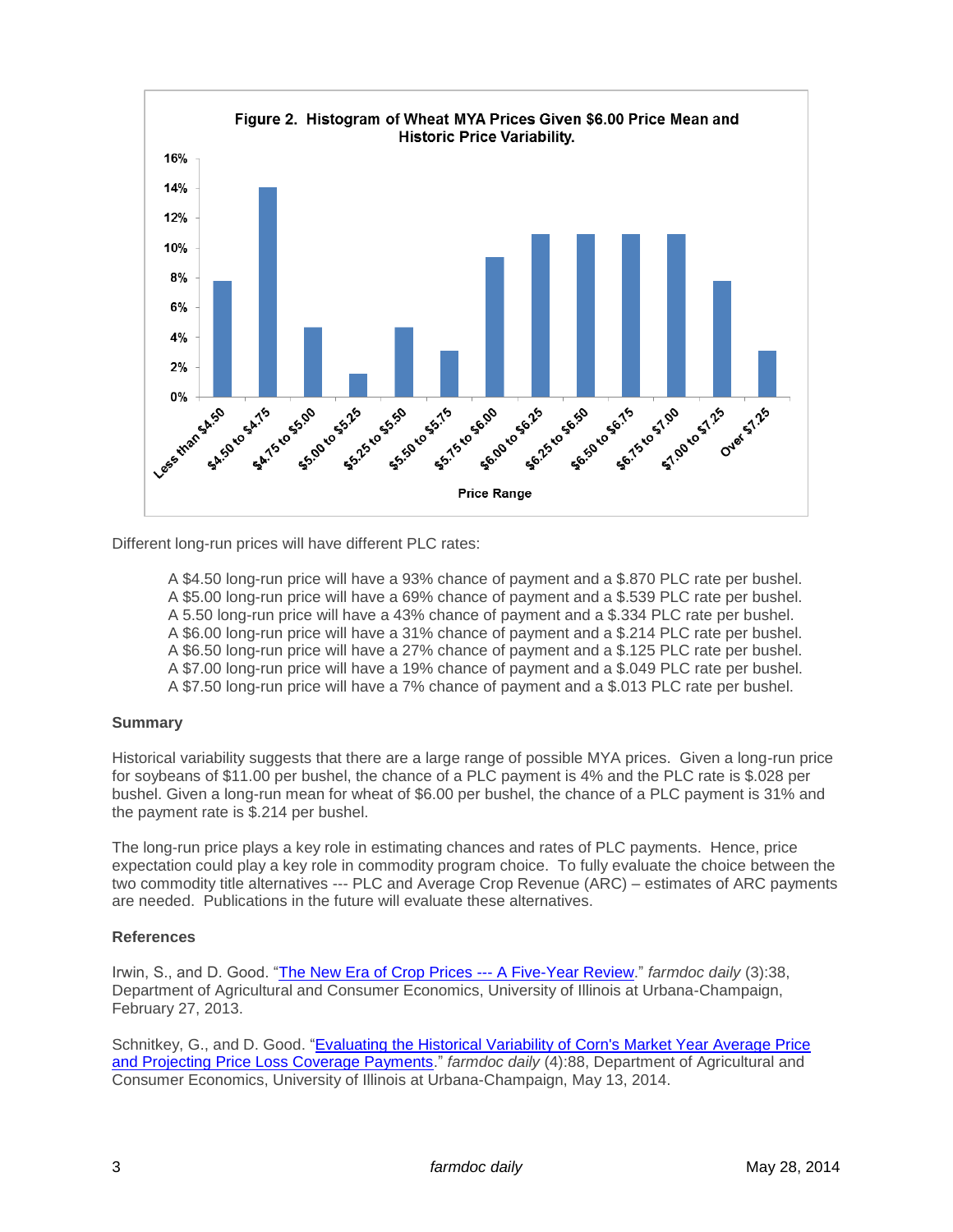Figure 2. Histogram of Wheat MYA Prices Given $6.00 Price Mean and Historic Price Variability.

16%
14%
12%
10%
8%
6%
4%
2%
0%

Less than $4.50
$4.50 to $4.75
$4.75 to $5.00
$5.00 to $5.25
$5.25 to $5.50
$5.50 to $5.75
$5.75 to $6.00
$6.00 to $6.25
$6.25 to $6.50
$6.50 to $6.75
$6.75 to $7.00
$7.00 to $7.25
Over $7.25

Price Range

Different long-run prices will have different PLC rates:

> A $4.50 long-run price will have a 93% chance of payment and a $.870 PLC rate per bushel.
> A $5.00 long-run price will have a 69% chance of payment and a $.539 PLC rate per bushel.
> A 5.50 long-run price will have a 43% chance of payment and a $.334 PLC rate per bushel.
> A $6.00 long-run price will have a 31% chance of payment and a $.214 PLC rate per bushel.
> A $6.50 long-run price will have a 27% chance of payment and a $.125 PLC rate per bushel.
> A $7.00 long-run price will have a 19% chance of payment and a $.049 PLC rate per bushel.
> A $7.50 long-run price will have a 7% chance of payment and a $.013 PLC rate per bushel.

## Summary

Historical variability suggests that there are a large range of possible MYA prices. Given a long-run price for soybeans of $11.00 per bushel, the chance of a PLC payment is 4% and the PLC rate is $.028 per bushel. Given a long-run mean for wheat of $6.00 per bushel, the chance of a PLC payment is 31% and the payment rate is $.214 per bushel.

The long-run price plays a key role in estimating chances and rates of PLC payments. Hence, price expectation could play a key role in commodity program choice. To fully evaluate the choice between the two commodity title alternatives --- PLC and Average Crop Revenue (ARC) – estimates of ARC payments are needed. Publications in the future will evaluate these alternatives.

## References

Irwin, S., and D. Good. "The New Era of Crop Prices --- A Five-Year Review." *farmdoc daily* (3):38, Department of Agricultural and Consumer Economics, University of Illinois at Urbana-Champaign, February 27, 2013.

Schnitkey, G., and D. Good. "Evaluating the Historical Variability of Corn's Market Year Average Price and Projecting Price Loss Coverage Payments." *farmdoc daily* (4):88, Department of Agricultural and Consumer Economics, University of Illinois at Urbana-Champaign, May 13, 2014.